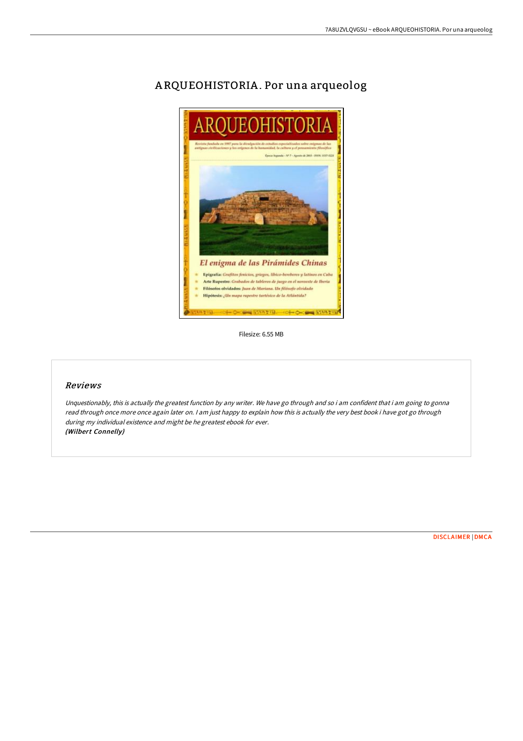# ARQUEOHISTORIA. Por una arqueolog

Filesize: 6.55 MB

## Reviews

*Unquestionably, this is actually the greatest function by any writer. We have go through and so i am confident that i am going to gonna read through once more once again later on. I am just happy to explain how this is actually the very best book i have got go through during my individual existence and might be he greatest ebook for ever.*
***(Wilbert Connelly)***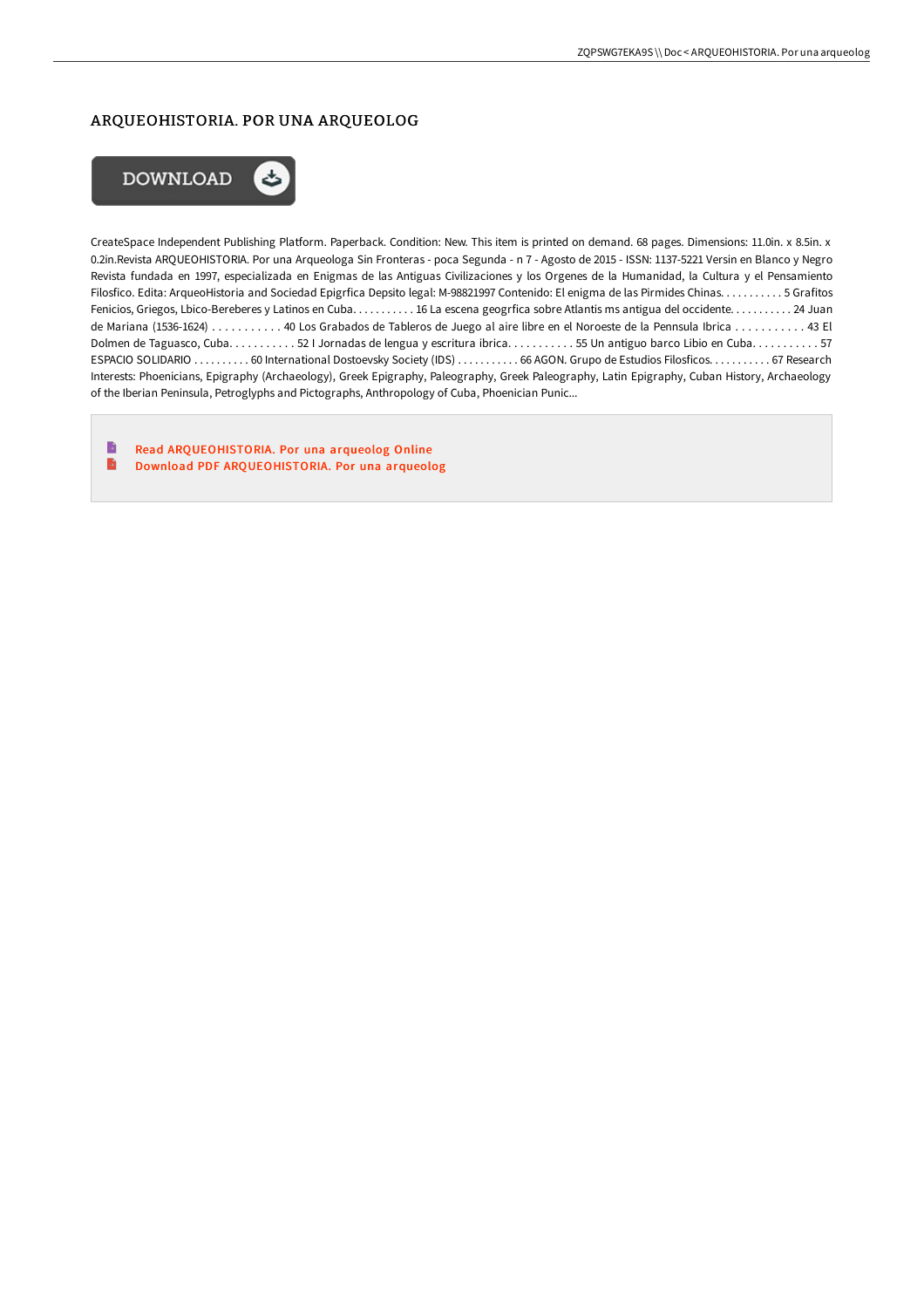# ARQUEOHISTORIA. POR UNA ARQUEOLOG

DOWNLOAD

CreateSpace Independent Publishing Platform. Paperback. Condition: New. This item is printed on demand. 68 pages. Dimensions: 11.0in. x 8.5in. x 0.2in.Revista ARQUEOHISTORIA. Por una Arqueologa Sin Fronteras - poca Segunda - n 7 - Agosto de 2015 - ISSN: 1137-5221 Versin en Blanco y Negro Revista fundada en 1997, especializada en Enigmas de las Antiguas Civilizaciones y los Orgenes de la Humanidad, la Cultura y el Pensamiento Filosfico. Edita: ArqueoHistoria and Sociedad Epigrfica Depsito legal: M-98821997 Contenido: El enigma de las Pirmides Chinas. . . . . . . . . . . 5 Grafitos Fenicios, Griegos, Lbico-Bereberes y Latinos en Cuba. . . . . . . . . . . 16 La escena geogrfica sobre Atlantis ms antigua del occidente. . . . . . . . . . . 24 Juan de Mariana (1536-1624) . . . . . . . . . . . 40 Los Grabados de Tableros de Juego al aire libre en el Noroeste de la Pennsula Ibrica . . . . . . . . . . . 43 El Dolmen de Taguasco, Cuba. . . . . . . . . . . 52 I Jornadas de lengua y escritura ibrica. . . . . . . . . . . 55 Un antiguo barco Libio en Cuba. . . . . . . . . . . 57 ESPACIO SOLIDARIO . . . . . . . . . . 60 International Dostoevsky Society (IDS) . . . . . . . . . . . 66 AGON. Grupo de Estudios Filosficos. . . . . . . . . . . 67 Research Interests: Phoenicians, Epigraphy (Archaeology), Greek Epigraphy, Paleography, Greek Paleography, Latin Epigraphy, Cuban History, Archaeology of the Iberian Peninsula, Petroglyphs and Pictographs, Anthropology of Cuba, Phoenician Punic...

Read ARQUEOHISTORIA. Por una arqueolog Online

Download PDF ARQUEOHISTORIA. Por una arqueolog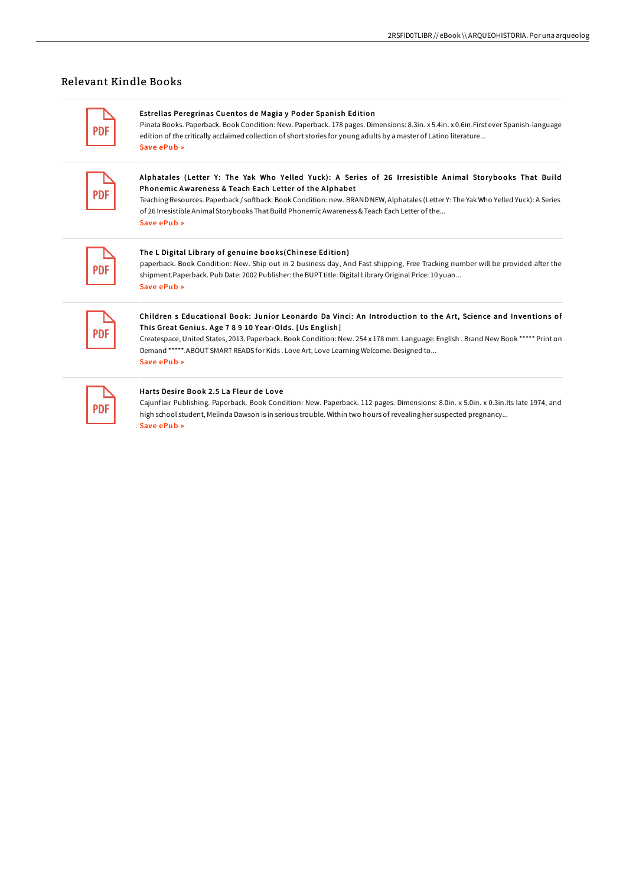## Relevant Kindle Books

PDF

### Estrellas Peregrinas Cuentos de Magia y Poder Spanish Edition

Pinata Books. Paperback. Book Condition: New. Paperback. 178 pages. Dimensions: 8.3in. x 5.4in. x 0.6in.First ever Spanish-language edition of the critically acclaimed collection of short stories for young adults by a master of Latino literature...

Save ePub »

PDF

### Alphatales (Letter Y: The Yak Who Yelled Yuck): A Series of 26 Irresistible Animal Storybooks That Build Phonemic Awareness & Teach Each Letter of the Alphabet

Teaching Resources. Paperback / softback. Book Condition: new. BRAND NEW, Alphatales (Letter Y: The Yak Who Yelled Yuck): A Series of 26 Irresistible Animal Storybooks That Build Phonemic Awareness & Teach Each Letter of the...

Save ePub »

PDF

### The L Digital Library of genuine books(Chinese Edition)

paperback. Book Condition: New. Ship out in 2 business day, And Fast shipping, Free Tracking number will be provided after the shipment.Paperback. Pub Date: 2002 Publisher: the BUPT title: Digital Library Original Price: 10 yuan...

Save ePub »

PDF

### Children s Educational Book: Junior Leonardo Da Vinci: An Introduction to the Art, Science and Inventions of This Great Genius. Age 7 8 9 10 Year-Olds. [Us English]

Createspace, United States, 2013. Paperback. Book Condition: New. 254 x 178 mm. Language: English . Brand New Book ***** Print on Demand *****.ABOUT SMART READS for Kids . Love Art, Love Learning Welcome. Designed to...

Save ePub »

PDF

### Harts Desire Book 2.5 La Fleur de Love

Cajunflair Publishing. Paperback. Book Condition: New. Paperback. 112 pages. Dimensions: 8.0in. x 5.0in. x 0.3in.Its late 1974, and high school student, Melinda Dawson is in serious trouble. Within two hours of revealing her suspected pregnancy...

Save ePub »